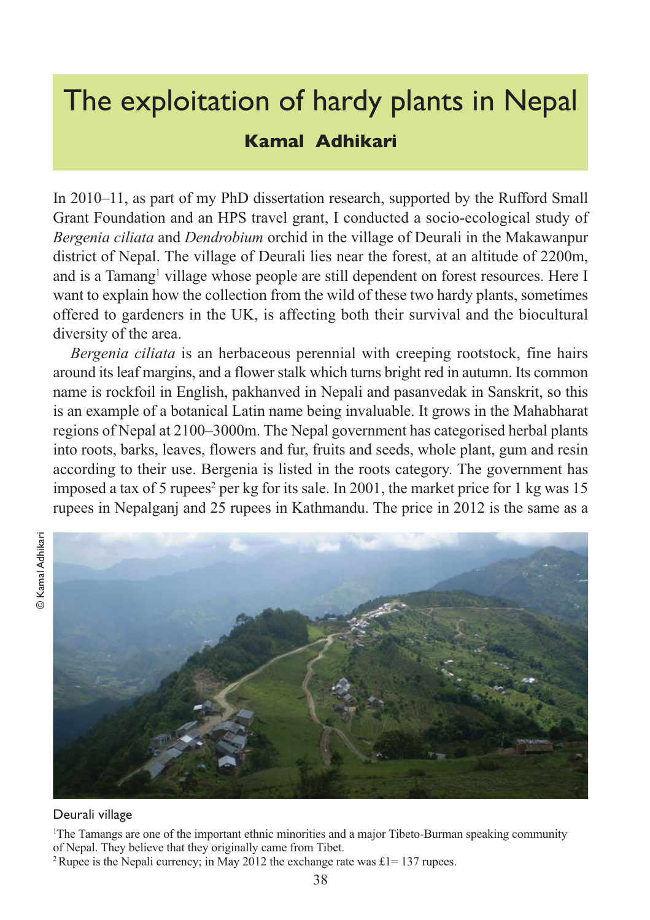# The exploitation of hardy plants in Nepal

**Kamal Adhikari**

In 2010–11, as part of my PhD dissertation research, supported by the Rufford Small Grant Foundation and an HPS travel grant, I conducted a socio-ecological study of *Bergenia ciliata* and *Dendrobium* orchid in the village of Deurali in the Makawanpur district of Nepal. The village of Deurali lies near the forest, at an altitude of 2200m, and is a Tamang[1] village whose people are still dependent on forest resources. Here I want to explain how the collection from the wild of these two hardy plants, sometimes offered to gardeners in the UK, is affecting both their survival and the biocultural diversity of the area.

*Bergenia ciliata* is an herbaceous perennial with creeping rootstock, fine hairs around its leaf margins, and a flower stalk which turns bright red in autumn. Its common name is rockfoil in English, pakhanved in Nepali and pasanvedak in Sanskrit, so this is an example of a botanical Latin name being invaluable. It grows in the Mahabharat regions of Nepal at 2100–3000m. The Nepal government has categorised herbal plants into roots, barks, leaves, flowers and fur, fruits and seeds, whole plant, gum and resin according to their use. Bergenia is listed in the roots category. The government has imposed a tax of 5 rupees[2] per kg for its sale. In 2001, the market price for 1 kg was 15 rupees in Nepalganj and 25 rupees in Kathmandu. The price in 2012 is the same as a

© Kamal Adhikari

Deurali village

[1]The Tamangs are one of the important ethnic minorities and a major Tibeto-Burman speaking community of Nepal. They believe that they originally came from Tibet.

[2]Rupee is the Nepali currency; in May 2012 the exchange rate was £1= 137 rupees.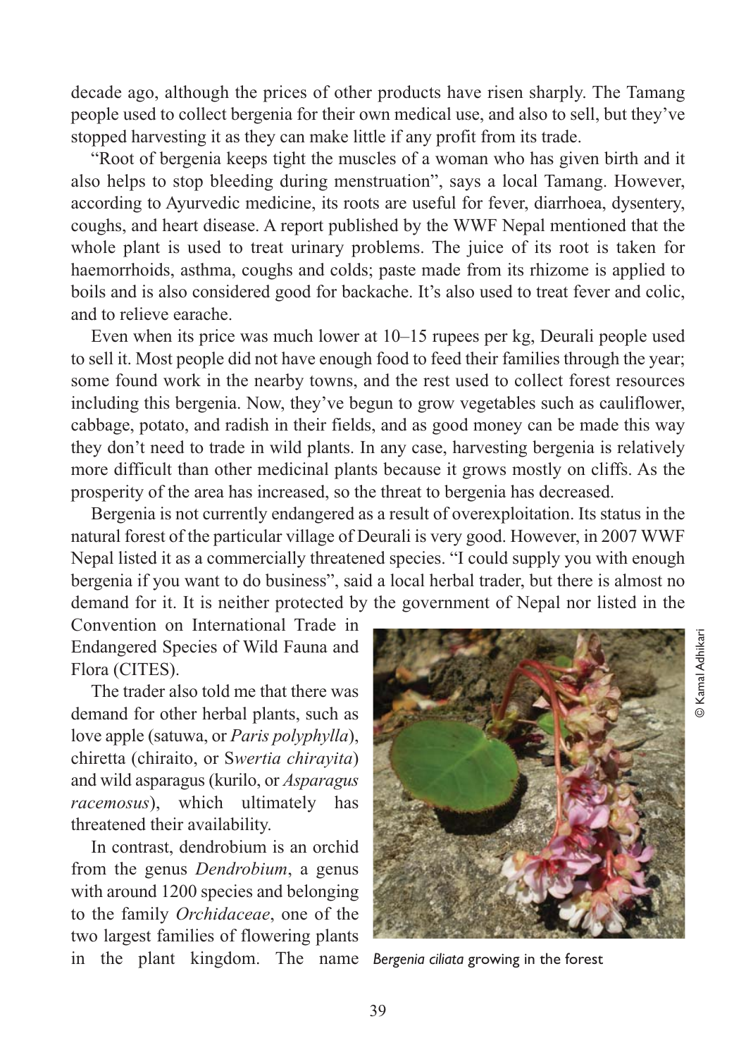decade ago, although the prices of other products have risen sharply. The Tamang people used to collect bergenia for their own medical use, and also to sell, but they've stopped harvesting it as they can make little if any profit from its trade.

"Root of bergenia keeps tight the muscles of a woman who has given birth and it also helps to stop bleeding during menstruation", says a local Tamang. However, according to Ayurvedic medicine, its roots are useful for fever, diarrhoea, dysentery, coughs, and heart disease. A report published by the WWF Nepal mentioned that the whole plant is used to treat urinary problems. The juice of its root is taken for haemorrhoids, asthma, coughs and colds; paste made from its rhizome is applied to boils and is also considered good for backache. It's also used to treat fever and colic, and to relieve earache.

Even when its price was much lower at 10–15 rupees per kg, Deurali people used to sell it. Most people did not have enough food to feed their families through the year; some found work in the nearby towns, and the rest used to collect forest resources including this bergenia. Now, they've begun to grow vegetables such as cauliflower, cabbage, potato, and radish in their fields, and as good money can be made this way they don't need to trade in wild plants. In any case, harvesting bergenia is relatively more difficult than other medicinal plants because it grows mostly on cliffs. As the prosperity of the area has increased, so the threat to bergenia has decreased.

Bergenia is not currently endangered as a result of overexploitation. Its status in the natural forest of the particular village of Deurali is very good. However, in 2007 WWF Nepal listed it as a commercially threatened species. "I could supply you with enough bergenia if you want to do business", said a local herbal trader, but there is almost no demand for it. It is neither protected by the government of Nepal nor listed in the Convention on International Trade in Endangered Species of Wild Fauna and Flora (CITES).

The trader also told me that there was demand for other herbal plants, such as love apple (satuwa, or *Paris polyphylla*), chiretta (chiraito, or S*wertia chirayita*) and wild asparagus (kurilo, or *Asparagus racemosus*), which ultimately has threatened their availability.

In contrast, dendrobium is an orchid from the genus *Dendrobium*, a genus with around 1200 species and belonging to the family *Orchidaceae*, one of the two largest families of flowering plants in the plant kingdom. The name

*Bergenia ciliata* growing in the forest

© Kamal Adhikari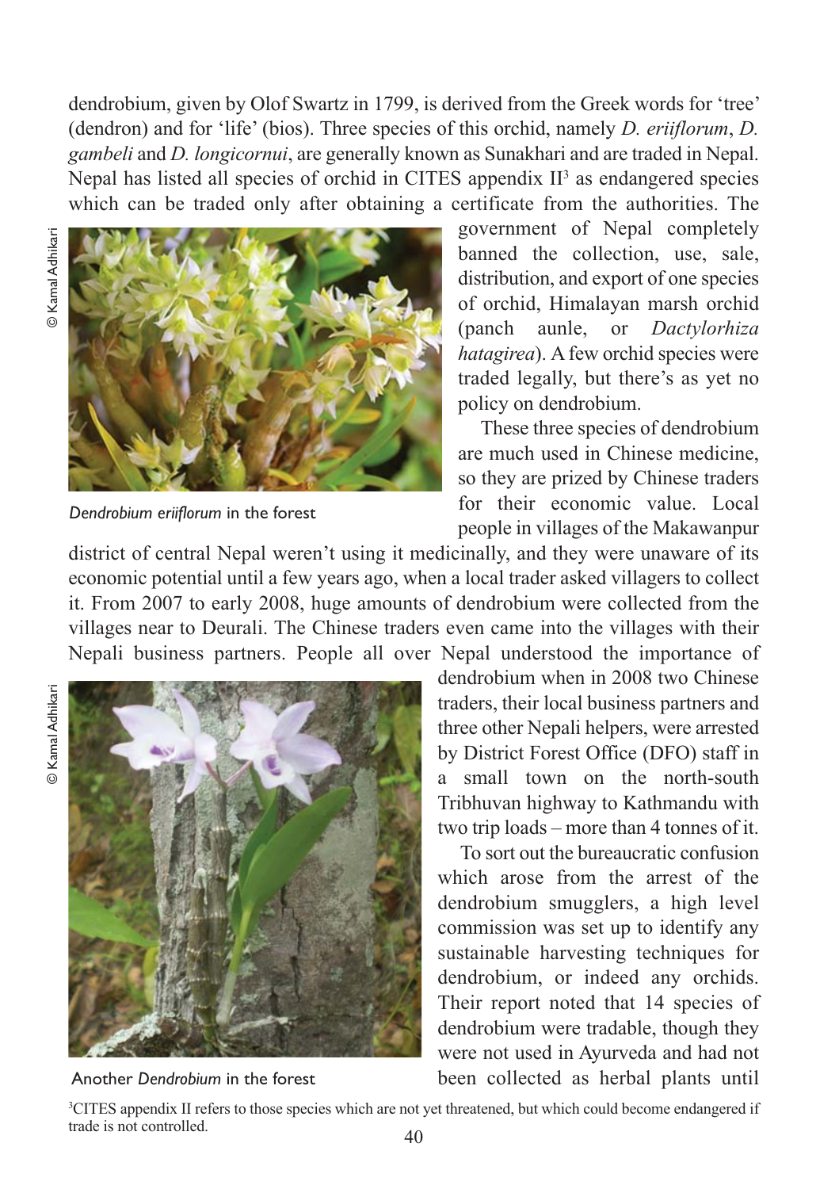dendrobium, given by Olof Swartz in 1799, is derived from the Greek words for 'tree' (dendron) and for 'life' (bios). Three species of this orchid, namely *D. eriiflorum*, *D. gambeli* and *D. longicornui*, are generally known as Sunakhari and are traded in Nepal. Nepal has listed all species of orchid in CITES appendix II[3] as endangered species which can be traded only after obtaining a certificate from the authorities. The government of Nepal completely banned the collection, use, sale, distribution, and export of one species of orchid, Himalayan marsh orchid (panch aunle, or *Dactylorhiza hatagirea*). A few orchid species were traded legally, but there's as yet no policy on dendrobium.

© Kamal Adhikari

*Dendrobium eriiflorum* in the forest

These three species of dendrobium are much used in Chinese medicine, so they are prized by Chinese traders for their economic value. Local people in villages of the Makawanpur district of central Nepal weren't using it medicinally, and they were unaware of its economic potential until a few years ago, when a local trader asked villagers to collect it. From 2007 to early 2008, huge amounts of dendrobium were collected from the villages near to Deurali. The Chinese traders even came into the villages with their Nepali business partners. People all over Nepal understood the importance of dendrobium when in 2008 two Chinese traders, their local business partners and three other Nepali helpers, were arrested by District Forest Office (DFO) staff in a small town on the north-south Tribhuvan highway to Kathmandu with two trip loads – more than 4 tonnes of it.

© Kamal Adhikari

Another *Dendrobium* in the forest

To sort out the bureaucratic confusion which arose from the arrest of the dendrobium smugglers, a high level commission was set up to identify any sustainable harvesting techniques for dendrobium, or indeed any orchids. Their report noted that 14 species of dendrobium were tradable, though they were not used in Ayurveda and had not been collected as herbal plants until

[3]CITES appendix II refers to those species which are not yet threatened, but which could become endangered if trade is not controlled.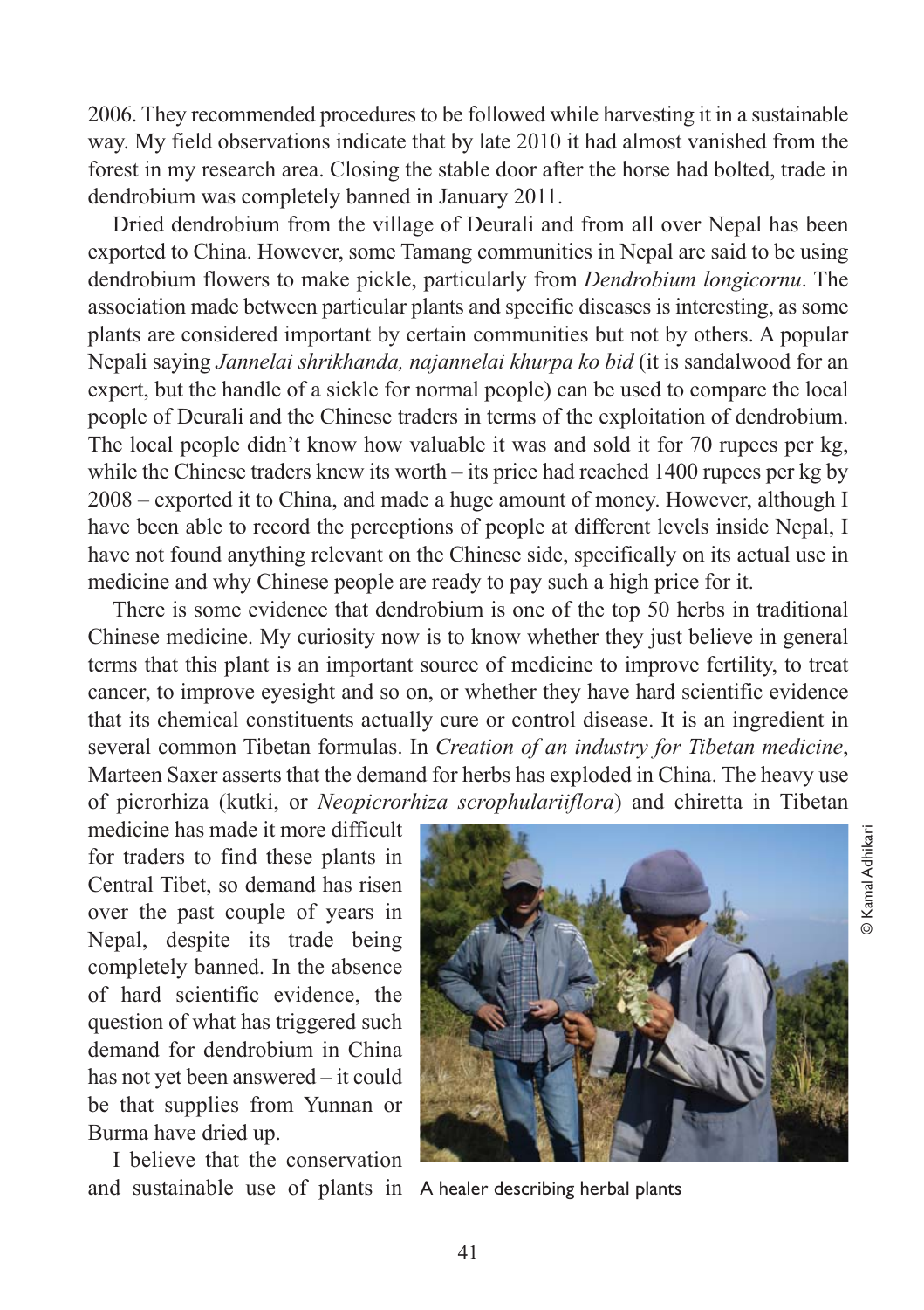2006. They recommended procedures to be followed while harvesting it in a sustainable way. My field observations indicate that by late 2010 it had almost vanished from the forest in my research area. Closing the stable door after the horse had bolted, trade in dendrobium was completely banned in January 2011.

Dried dendrobium from the village of Deurali and from all over Nepal has been exported to China. However, some Tamang communities in Nepal are said to be using dendrobium flowers to make pickle, particularly from *Dendrobium longicornu*. The association made between particular plants and specific diseases is interesting, as some plants are considered important by certain communities but not by others. A popular Nepali saying *Jannelai shrikhanda, najannelai khurpa ko bid* (it is sandalwood for an expert, but the handle of a sickle for normal people) can be used to compare the local people of Deurali and the Chinese traders in terms of the exploitation of dendrobium. The local people didn't know how valuable it was and sold it for 70 rupees per kg, while the Chinese traders knew its worth – its price had reached 1400 rupees per kg by 2008 – exported it to China, and made a huge amount of money. However, although I have been able to record the perceptions of people at different levels inside Nepal, I have not found anything relevant on the Chinese side, specifically on its actual use in medicine and why Chinese people are ready to pay such a high price for it.

There is some evidence that dendrobium is one of the top 50 herbs in traditional Chinese medicine. My curiosity now is to know whether they just believe in general terms that this plant is an important source of medicine to improve fertility, to treat cancer, to improve eyesight and so on, or whether they have hard scientific evidence that its chemical constituents actually cure or control disease. It is an ingredient in several common Tibetan formulas. In *Creation of an industry for Tibetan medicine*, Marteen Saxer asserts that the demand for herbs has exploded in China. The heavy use of picrorhiza (kutki, or *Neopicrorhiza scrophulariiflora*) and chiretta in Tibetan medicine has made it more difficult for traders to find these plants in Central Tibet, so demand has risen over the past couple of years in Nepal, despite its trade being completely banned. In the absence of hard scientific evidence, the question of what has triggered such demand for dendrobium in China has not yet been answered – it could be that supplies from Yunnan or Burma have dried up.

A healer describing herbal plants

© Kamal Adhikari

I believe that the conservation and sustainable use of plants in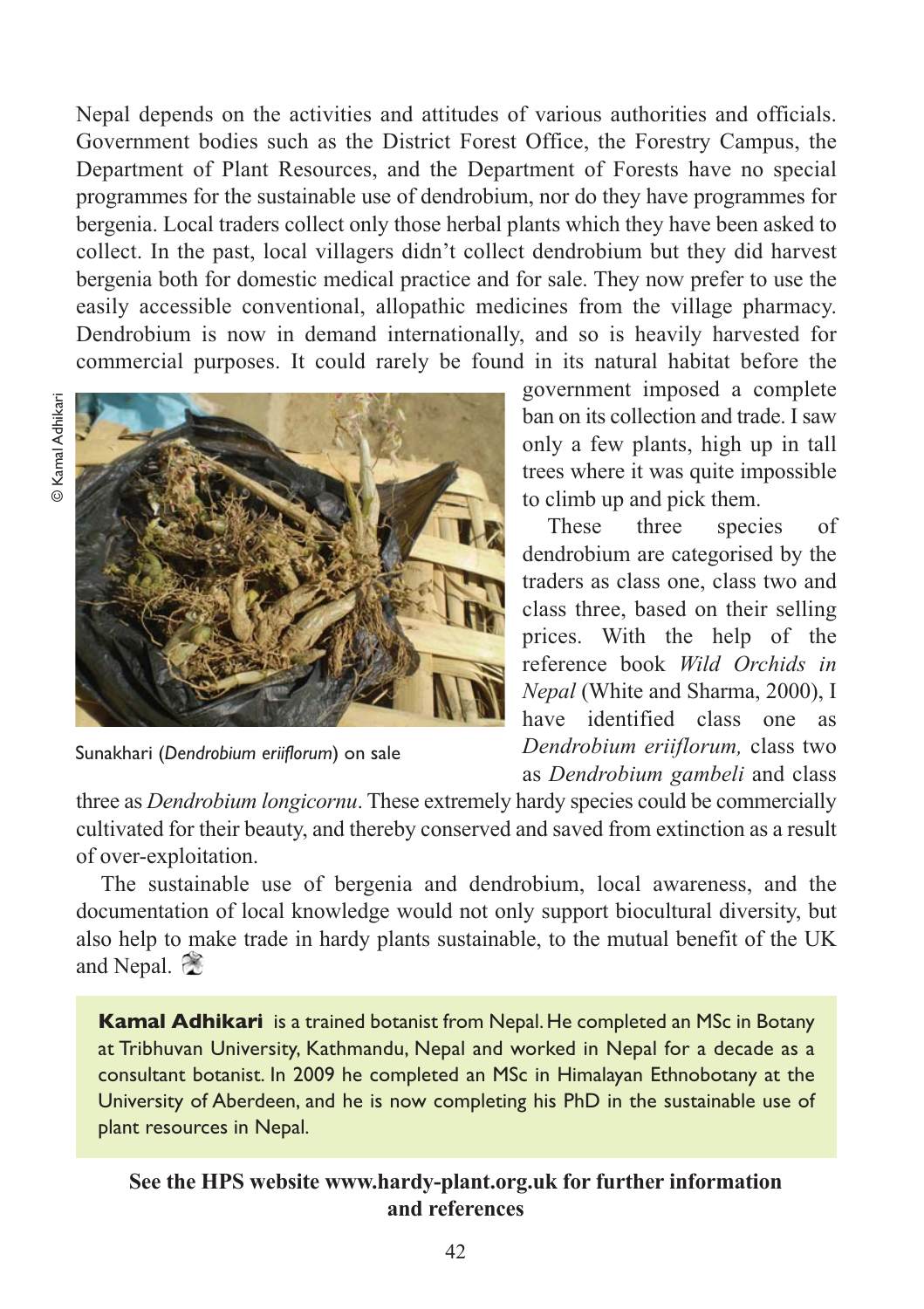Nepal depends on the activities and attitudes of various authorities and officials. Government bodies such as the District Forest Office, the Forestry Campus, the Department of Plant Resources, and the Department of Forests have no special programmes for the sustainable use of dendrobium, nor do they have programmes for bergenia. Local traders collect only those herbal plants which they have been asked to collect. In the past, local villagers didn't collect dendrobium but they did harvest bergenia both for domestic medical practice and for sale. They now prefer to use the easily accessible conventional, allopathic medicines from the village pharmacy. Dendrobium is now in demand internationally, and so is heavily harvested for commercial purposes. It could rarely be found in its natural habitat before the government imposed a complete ban on its collection and trade. I saw only a few plants, high up in tall trees where it was quite impossible to climb up and pick them.

© Kamal Adhikari

Sunakhari (*Dendrobium eriiflorum*) on sale

These three species of dendrobium are categorised by the traders as class one, class two and class three, based on their selling prices. With the help of the reference book *Wild Orchids in Nepal* (White and Sharma, 2000), I have identified class one as *Dendrobium eriiflorum,* class two as *Dendrobium gambeli* and class three as *Dendrobium longicornu*. These extremely hardy species could be commercially cultivated for their beauty, and thereby conserved and saved from extinction as a result of over-exploitation.

The sustainable use of bergenia and dendrobium, local awareness, and the documentation of local knowledge would not only support biocultural diversity, but also help to make trade in hardy plants sustainable, to the mutual benefit of the UK and Nepal.

**Kamal Adhikari** is a trained botanist from Nepal. He completed an MSc in Botany at Tribhuvan University, Kathmandu, Nepal and worked in Nepal for a decade as a consultant botanist. In 2009 he completed an MSc in Himalayan Ethnobotany at the University of Aberdeen, and he is now completing his PhD in the sustainable use of plant resources in Nepal.

**See the HPS website www.hardy-plant.org.uk for further information and references**